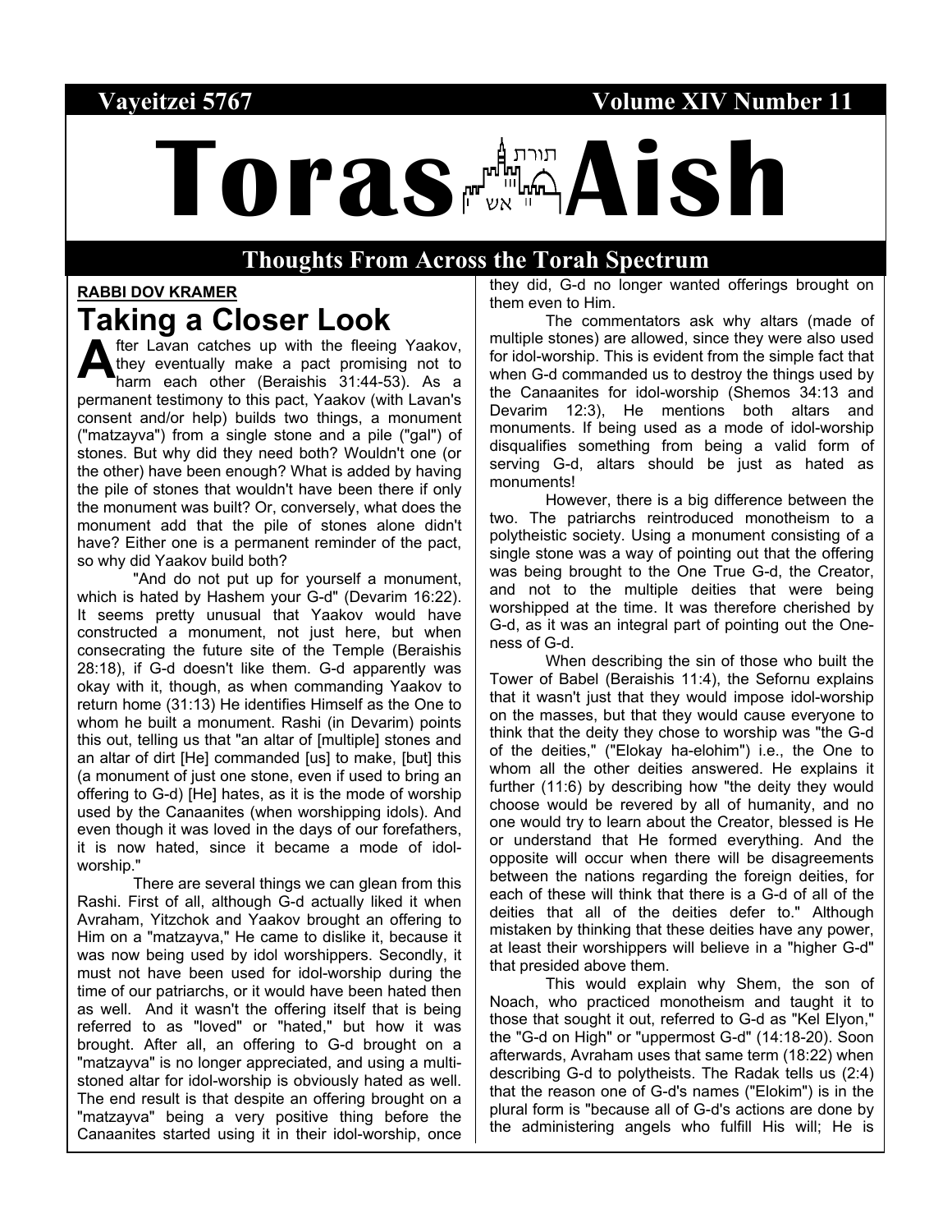Vayeitzei 5767 Volume XIV Number 11

# Toras Aish

## Thoughts From Across the Torah Spectrum

**RABBI DOV KRAMER**

## Taking a Closer Look

After Lavan catches up with the fleeing Yaakov, they eventually make a pact promising not to harm each other (Beraishis 31:44-53). As a permanent testimony to this pact, Yaakov (with Lavan's consent and/or help) builds two things, a monument ("matzayva") from a single stone and a pile ("gal") of stones. But why did they need both? Wouldn't one (or the other) have been enough? What is added by having the pile of stones that wouldn't have been there if only the monument was built? Or, conversely, what does the monument add that the pile of stones alone didn't have? Either one is a permanent reminder of the pact, so why did Yaakov build both?

"And do not put up for yourself a monument, which is hated by Hashem your G-d" (Devarim 16:22). It seems pretty unusual that Yaakov would have constructed a monument, not just here, but when consecrating the future site of the Temple (Beraishis 28:18), if G-d doesn't like them. G-d apparently was okay with it, though, as when commanding Yaakov to return home (31:13) He identifies Himself as the One to whom he built a monument. Rashi (in Devarim) points this out, telling us that "an altar of [multiple] stones and an altar of dirt [He] commanded [us] to make, [but] this (a monument of just one stone, even if used to bring an offering to G-d) [He] hates, as it is the mode of worship used by the Canaanites (when worshipping idols). And even though it was loved in the days of our forefathers, it is now hated, since it became a mode of idol-worship."

There are several things we can glean from this Rashi. First of all, although G-d actually liked it when Avraham, Yitzchok and Yaakov brought an offering to Him on a "matzayva," He came to dislike it, because it was now being used by idol worshippers. Secondly, it must not have been used for idol-worship during the time of our patriarchs, or it would have been hated then as well. And it wasn't the offering itself that is being referred to as "loved" or "hated," but how it was brought. After all, an offering to G-d brought on a "matzayva" is no longer appreciated, and using a multi-stoned altar for idol-worship is obviously hated as well. The end result is that despite an offering brought on a "matzayva" being a very positive thing before the Canaanites started using it in their idol-worship, once they did, G-d no longer wanted offerings brought on them even to Him.

The commentators ask why altars (made of multiple stones) are allowed, since they were also used for idol-worship. This is evident from the simple fact that when G-d commanded us to destroy the things used by the Canaanites for idol-worship (Shemos 34:13 and Devarim 12:3), He mentions both altars and monuments. If being used as a mode of idol-worship disqualifies something from being a valid form of serving G-d, altars should be just as hated as monuments!

However, there is a big difference between the two. The patriarchs reintroduced monotheism to a polytheistic society. Using a monument consisting of a single stone was a way of pointing out that the offering was being brought to the One True G-d, the Creator, and not to the multiple deities that were being worshipped at the time. It was therefore cherished by G-d, as it was an integral part of pointing out the One-ness of G-d.

When describing the sin of those who built the Tower of Babel (Beraishis 11:4), the Sefornu explains that it wasn't just that they would impose idol-worship on the masses, but that they would cause everyone to think that the deity they chose to worship was "the G-d of the deities," ("Elokay ha-elohim") i.e., the One to whom all the other deities answered. He explains it further (11:6) by describing how "the deity they would choose would be revered by all of humanity, and no one would try to learn about the Creator, blessed is He or understand that He formed everything. And the opposite will occur when there will be disagreements between the nations regarding the foreign deities, for each of these will think that there is a G-d of all of the deities that all of the deities defer to." Although mistaken by thinking that these deities have any power, at least their worshippers will believe in a "higher G-d" that presided above them.

This would explain why Shem, the son of Noach, who practiced monotheism and taught it to those that sought it out, referred to G-d as "Kel Elyon," the "G-d on High" or "uppermost G-d" (14:18-20). Soon afterwards, Avraham uses that same term (18:22) when describing G-d to polytheists. The Radak tells us (2:4) that the reason one of G-d's names ("Elokim") is in the plural form is "because all of G-d's actions are done by the administering angels who fulfill His will; He is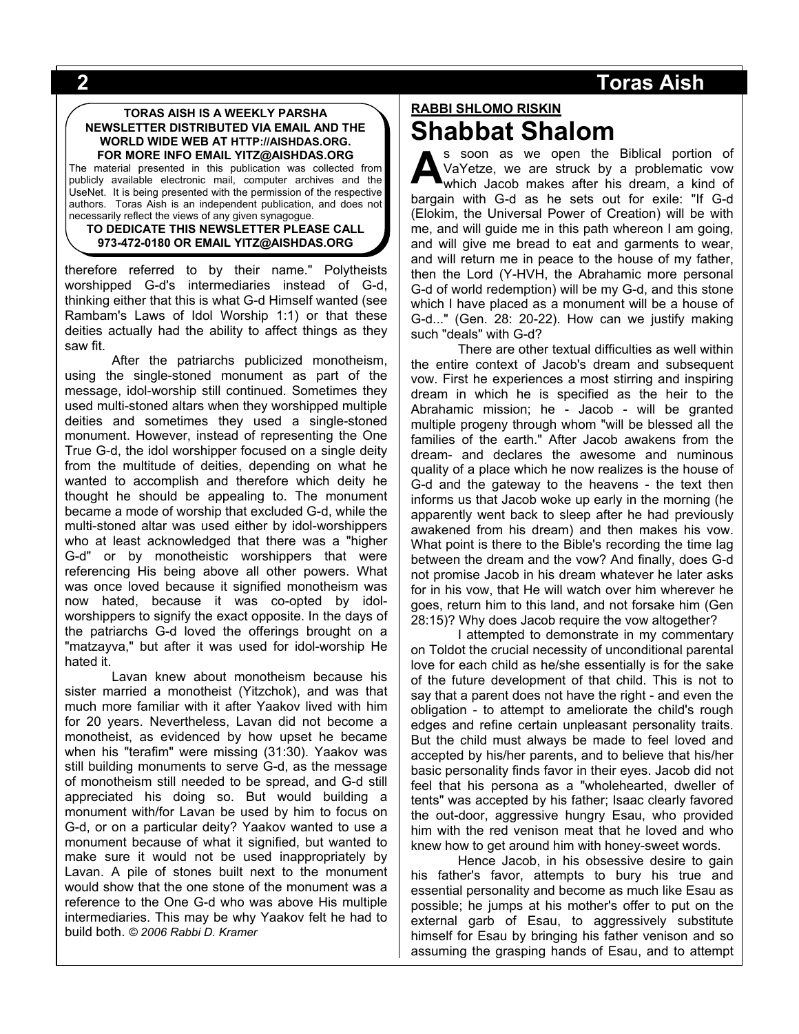**TORAS AISH IS A WEEKLY PARSHA NEWSLETTER DISTRIBUTED VIA EMAIL AND THE WORLD WIDE WEB AT HTTP://AISHDAS.ORG. FOR MORE INFO EMAIL YITZ@AISHDAS.ORG**

The material presented in this publication was collected from publicly available electronic mail, computer archives and the UseNet. It is being presented with the permission of the respective authors. Toras Aish is an independent publication, and does not necessarily reflect the views of any given synagogue.

**TO DEDICATE THIS NEWSLETTER PLEASE CALL 973-472-0180 OR EMAIL YITZ@AISHDAS.ORG**

therefore referred to by their name." Polytheists worshipped G-d's intermediaries instead of G-d, thinking either that this is what G-d Himself wanted (see Rambam's Laws of Idol Worship 1:1) or that these deities actually had the ability to affect things as they saw fit.

After the patriarchs publicized monotheism, using the single-stoned monument as part of the message, idol-worship still continued. Sometimes they used multi-stoned altars when they worshipped multiple deities and sometimes they used a single-stoned monument. However, instead of representing the One True G-d, the idol worshipper focused on a single deity from the multitude of deities, depending on what he wanted to accomplish and therefore which deity he thought he should be appealing to. The monument became a mode of worship that excluded G-d, while the multi-stoned altar was used either by idol-worshippers who at least acknowledged that there was a "higher G-d" or by monotheistic worshippers that were referencing His being above all other powers. What was once loved because it signified monotheism was now hated, because it was co-opted by idol-worshippers to signify the exact opposite. In the days of the patriarchs G-d loved the offerings brought on a "matzayva," but after it was used for idol-worship He hated it.

Lavan knew about monotheism because his sister married a monotheist (Yitzchok), and was that much more familiar with it after Yaakov lived with him for 20 years. Nevertheless, Lavan did not become a monotheist, as evidenced by how upset he became when his "terafim" were missing (31:30). Yaakov was still building monuments to serve G-d, as the message of monotheism still needed to be spread, and G-d still appreciated his doing so. But would building a monument with/for Lavan be used by him to focus on G-d, or on a particular deity? Yaakov wanted to use a monument because of what it signified, but wanted to make sure it would not be used inappropriately by Lavan. A pile of stones built next to the monument would show that the one stone of the monument was a reference to the One G-d who was above His multiple intermediaries. This may be why Yaakov felt he had to build both. *© 2006 Rabbi D. Kramer*

## RABBI SHLOMO RISKIN

# Shabbat Shalom

As soon as we open the Biblical portion of VaYetze, we are struck by a problematic vow which Jacob makes after his dream, a kind of bargain with G-d as he sets out for exile: "If G-d (Elokim, the Universal Power of Creation) will be with me, and will guide me in this path whereon I am going, and will give me bread to eat and garments to wear, and will return me in peace to the house of my father, then the Lord (Y-HVH, the Abrahamic more personal G-d of world redemption) will be my G-d, and this stone which I have placed as a monument will be a house of G-d..." (Gen. 28: 20-22). How can we justify making such "deals" with G-d?

There are other textual difficulties as well within the entire context of Jacob's dream and subsequent vow. First he experiences a most stirring and inspiring dream in which he is specified as the heir to the Abrahamic mission; he - Jacob - will be granted multiple progeny through whom "will be blessed all the families of the earth." After Jacob awakens from the dream- and declares the awesome and numinous quality of a place which he now realizes is the house of G-d and the gateway to the heavens - the text then informs us that Jacob woke up early in the morning (he apparently went back to sleep after he had previously awakened from his dream) and then makes his vow. What point is there to the Bible's recording the time lag between the dream and the vow? And finally, does G-d not promise Jacob in his dream whatever he later asks for in his vow, that He will watch over him wherever he goes, return him to this land, and not forsake him (Gen 28:15)? Why does Jacob require the vow altogether?

I attempted to demonstrate in my commentary on Toldot the crucial necessity of unconditional parental love for each child as he/she essentially is for the sake of the future development of that child. This is not to say that a parent does not have the right - and even the obligation - to attempt to ameliorate the child's rough edges and refine certain unpleasant personality traits. But the child must always be made to feel loved and accepted by his/her parents, and to believe that his/her basic personality finds favor in their eyes. Jacob did not feel that his persona as a "wholehearted, dweller of tents" was accepted by his father; Isaac clearly favored the out-door, aggressive hungry Esau, who provided him with the red venison meat that he loved and who knew how to get around him with honey-sweet words.

Hence Jacob, in his obsessive desire to gain his father's favor, attempts to bury his true and essential personality and become as much like Esau as possible; he jumps at his mother's offer to put on the external garb of Esau, to aggressively substitute himself for Esau by bringing his father venison and so assuming the grasping hands of Esau, and to attempt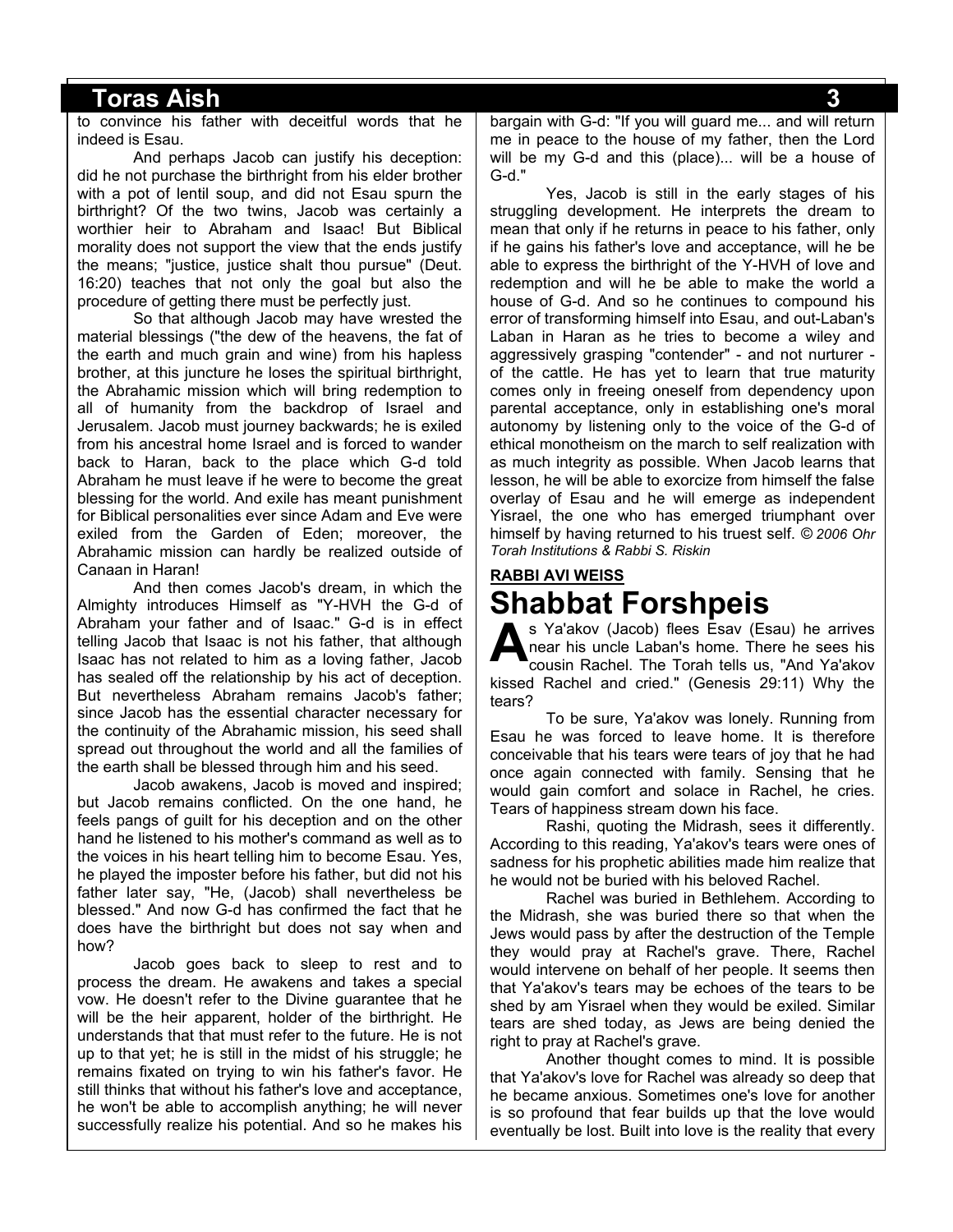to convince his father with deceitful words that he indeed is Esau.

And perhaps Jacob can justify his deception: did he not purchase the birthright from his elder brother with a pot of lentil soup, and did not Esau spurn the birthright? Of the two twins, Jacob was certainly a worthier heir to Abraham and Isaac! But Biblical morality does not support the view that the ends justify the means; "justice, justice shalt thou pursue" (Deut. 16:20) teaches that not only the goal but also the procedure of getting there must be perfectly just.

So that although Jacob may have wrested the material blessings ("the dew of the heavens, the fat of the earth and much grain and wine) from his hapless brother, at this juncture he loses the spiritual birthright, the Abrahamic mission which will bring redemption to all of humanity from the backdrop of Israel and Jerusalem. Jacob must journey backwards; he is exiled from his ancestral home Israel and is forced to wander back to Haran, back to the place which G-d told Abraham he must leave if he were to become the great blessing for the world. And exile has meant punishment for Biblical personalities ever since Adam and Eve were exiled from the Garden of Eden; moreover, the Abrahamic mission can hardly be realized outside of Canaan in Haran!

And then comes Jacob's dream, in which the Almighty introduces Himself as "Y-HVH the G-d of Abraham your father and of Isaac." G-d is in effect telling Jacob that Isaac is not his father, that although Isaac has not related to him as a loving father, Jacob has sealed off the relationship by his act of deception. But nevertheless Abraham remains Jacob's father; since Jacob has the essential character necessary for the continuity of the Abrahamic mission, his seed shall spread out throughout the world and all the families of the earth shall be blessed through him and his seed.

Jacob awakens, Jacob is moved and inspired; but Jacob remains conflicted. On the one hand, he feels pangs of guilt for his deception and on the other hand he listened to his mother's command as well as to the voices in his heart telling him to become Esau. Yes, he played the imposter before his father, but did not his father later say, "He, (Jacob) shall nevertheless be blessed." And now G-d has confirmed the fact that he does have the birthright but does not say when and how?

Jacob goes back to sleep to rest and to process the dream. He awakens and takes a special vow. He doesn't refer to the Divine guarantee that he will be the heir apparent, holder of the birthright. He understands that that must refer to the future. He is not up to that yet; he is still in the midst of his struggle; he remains fixated on trying to win his father's favor. He still thinks that without his father's love and acceptance, he won't be able to accomplish anything; he will never successfully realize his potential. And so he makes his bargain with G-d: "If you will guard me... and will return me in peace to the house of my father, then the Lord will be my G-d and this (place)... will be a house of G-d."

Yes, Jacob is still in the early stages of his struggling development. He interprets the dream to mean that only if he returns in peace to his father, only if he gains his father's love and acceptance, will he be able to express the birthright of the Y-HVH of love and redemption and will he be able to make the world a house of G-d. And so he continues to compound his error of transforming himself into Esau, and out-Laban's Laban in Haran as he tries to become a wiley and aggressively grasping "contender" - and not nurturer - of the cattle. He has yet to learn that true maturity comes only in freeing oneself from dependency upon parental acceptance, only in establishing one's moral autonomy by listening only to the voice of the G-d of ethical monotheism on the march to self realization with as much integrity as possible. When Jacob learns that lesson, he will be able to exorcize from himself the false overlay of Esau and he will emerge as independent Yisrael, the one who has emerged triumphant over himself by having returned to his truest self. *© 2006 Ohr Torah Institutions & Rabbi S. Riskin*

**RABBI AVI WEISS**

# Shabbat Forshpeis

As Ya'akov (Jacob) flees Esav (Esau) he arrives near his uncle Laban's home. There he sees his cousin Rachel. The Torah tells us, "And Ya'akov kissed Rachel and cried." (Genesis 29:11) Why the tears?

To be sure, Ya'akov was lonely. Running from Esau he was forced to leave home. It is therefore conceivable that his tears were tears of joy that he had once again connected with family. Sensing that he would gain comfort and solace in Rachel, he cries. Tears of happiness stream down his face.

Rashi, quoting the Midrash, sees it differently. According to this reading, Ya'akov's tears were ones of sadness for his prophetic abilities made him realize that he would not be buried with his beloved Rachel.

Rachel was buried in Bethlehem. According to the Midrash, she was buried there so that when the Jews would pass by after the destruction of the Temple they would pray at Rachel's grave. There, Rachel would intervene on behalf of her people. It seems then that Ya'akov's tears may be echoes of the tears to be shed by am Yisrael when they would be exiled. Similar tears are shed today, as Jews are being denied the right to pray at Rachel's grave.

Another thought comes to mind. It is possible that Ya'akov's love for Rachel was already so deep that he became anxious. Sometimes one's love for another is so profound that fear builds up that the love would eventually be lost. Built into love is the reality that every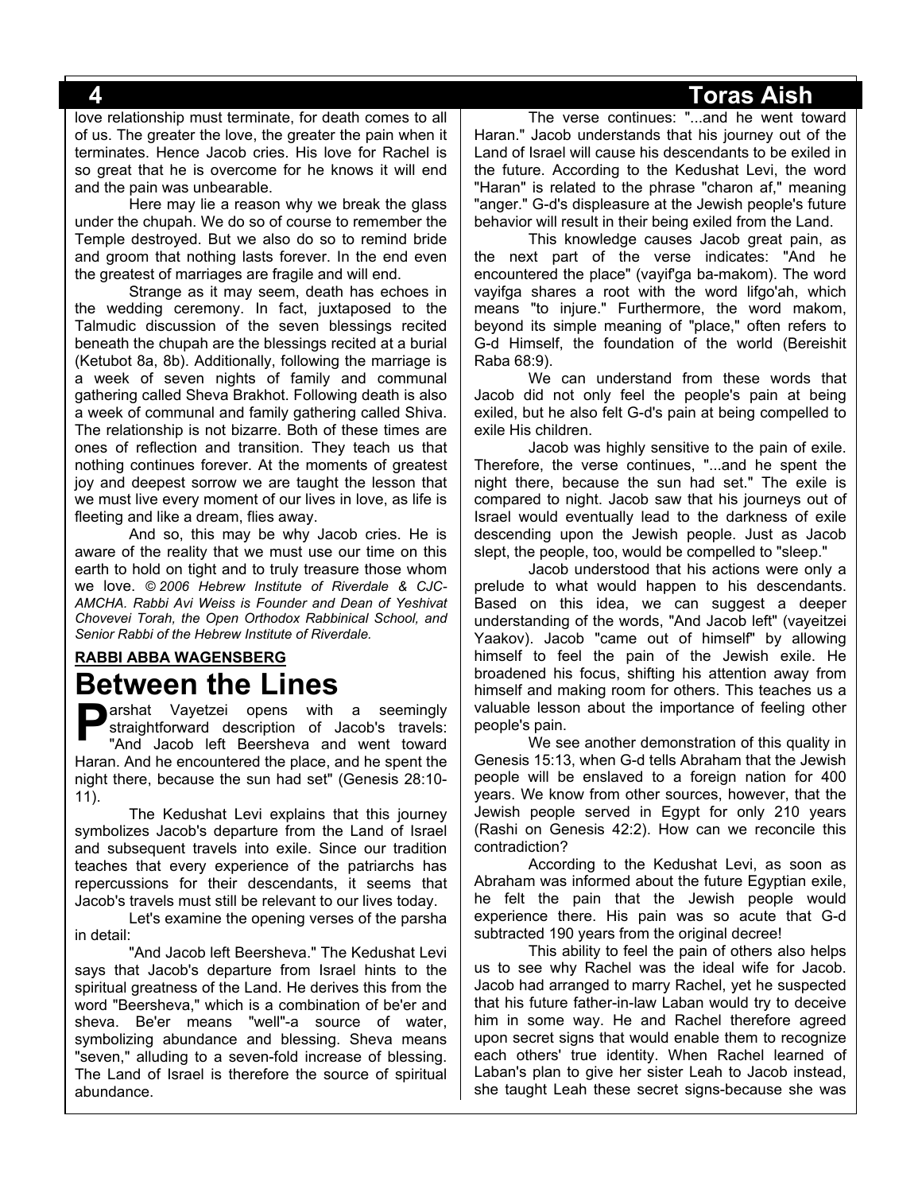love relationship must terminate, for death comes to all of us. The greater the love, the greater the pain when it terminates. Hence Jacob cries. His love for Rachel is so great that he is overcome for he knows it will end and the pain was unbearable.

Here may lie a reason why we break the glass under the chupah. We do so of course to remember the Temple destroyed. But we also do so to remind bride and groom that nothing lasts forever. In the end even the greatest of marriages are fragile and will end.

Strange as it may seem, death has echoes in the wedding ceremony. In fact, juxtaposed to the Talmudic discussion of the seven blessings recited beneath the chupah are the blessings recited at a burial (Ketubot 8a, 8b). Additionally, following the marriage is a week of seven nights of family and communal gathering called Sheva Brakhot. Following death is also a week of communal and family gathering called Shiva. The relationship is not bizarre. Both of these times are ones of reflection and transition. They teach us that nothing continues forever. At the moments of greatest joy and deepest sorrow we are taught the lesson that we must live every moment of our lives in love, as life is fleeting and like a dream, flies away.

And so, this may be why Jacob cries. He is aware of the reality that we must use our time on this earth to hold on tight and to truly treasure those whom we love. *© 2006 Hebrew Institute of Riverdale & CJC-AMCHA. Rabbi Avi Weiss is Founder and Dean of Yeshivat Chovevei Torah, the Open Orthodox Rabbinical School, and Senior Rabbi of the Hebrew Institute of Riverdale.*

**RABBI ABBA WAGENSBERG**

# Between the Lines

Parshat Vayetzei opens with a seemingly straightforward description of Jacob's travels: "And Jacob left Beersheva and went toward Haran. And he encountered the place, and he spent the night there, because the sun had set" (Genesis 28:10-11).

The Kedushat Levi explains that this journey symbolizes Jacob's departure from the Land of Israel and subsequent travels into exile. Since our tradition teaches that every experience of the patriarchs has repercussions for their descendants, it seems that Jacob's travels must still be relevant to our lives today.

Let's examine the opening verses of the parsha in detail:

"And Jacob left Beersheva." The Kedushat Levi says that Jacob's departure from Israel hints to the spiritual greatness of the Land. He derives this from the word "Beersheva," which is a combination of be'er and sheva. Be'er means "well"-a source of water, symbolizing abundance and blessing. Sheva means "seven," alluding to a seven-fold increase of blessing. The Land of Israel is therefore the source of spiritual abundance.

The verse continues: "...and he went toward Haran." Jacob understands that his journey out of the Land of Israel will cause his descendants to be exiled in the future. According to the Kedushat Levi, the word "Haran" is related to the phrase "charon af," meaning "anger." G-d's displeasure at the Jewish people's future behavior will result in their being exiled from the Land.

This knowledge causes Jacob great pain, as the next part of the verse indicates: "And he encountered the place" (vayif'ga ba-makom). The word vayifga shares a root with the word lifgo'ah, which means "to injure." Furthermore, the word makom, beyond its simple meaning of "place," often refers to G-d Himself, the foundation of the world (Bereishit Raba 68:9).

We can understand from these words that Jacob did not only feel the people's pain at being exiled, but he also felt G-d's pain at being compelled to exile His children.

Jacob was highly sensitive to the pain of exile. Therefore, the verse continues, "...and he spent the night there, because the sun had set." The exile is compared to night. Jacob saw that his journeys out of Israel would eventually lead to the darkness of exile descending upon the Jewish people. Just as Jacob slept, the people, too, would be compelled to "sleep."

Jacob understood that his actions were only a prelude to what would happen to his descendants. Based on this idea, we can suggest a deeper understanding of the words, "And Jacob left" (vayeitzei Yaakov). Jacob "came out of himself" by allowing himself to feel the pain of the Jewish exile. He broadened his focus, shifting his attention away from himself and making room for others. This teaches us a valuable lesson about the importance of feeling other people's pain.

We see another demonstration of this quality in Genesis 15:13, when G-d tells Abraham that the Jewish people will be enslaved to a foreign nation for 400 years. We know from other sources, however, that the Jewish people served in Egypt for only 210 years (Rashi on Genesis 42:2). How can we reconcile this contradiction?

According to the Kedushat Levi, as soon as Abraham was informed about the future Egyptian exile, he felt the pain that the Jewish people would experience there. His pain was so acute that G-d subtracted 190 years from the original decree!

This ability to feel the pain of others also helps us to see why Rachel was the ideal wife for Jacob. Jacob had arranged to marry Rachel, yet he suspected that his future father-in-law Laban would try to deceive him in some way. He and Rachel therefore agreed upon secret signs that would enable them to recognize each others' true identity. When Rachel learned of Laban's plan to give her sister Leah to Jacob instead, she taught Leah these secret signs-because she was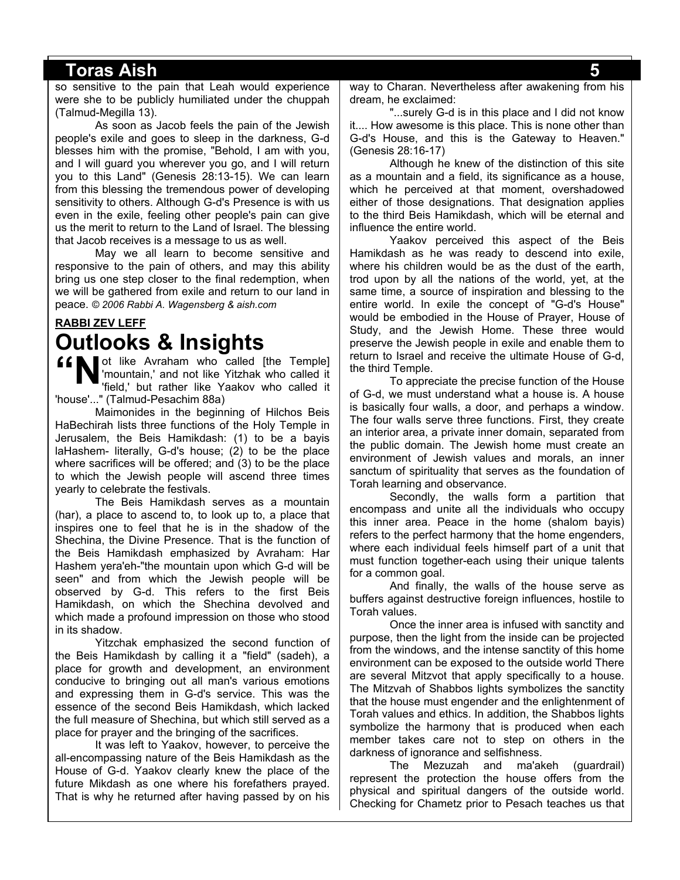so sensitive to the pain that Leah would experience were she to be publicly humiliated under the chuppah (Talmud-Megilla 13).

As soon as Jacob feels the pain of the Jewish people's exile and goes to sleep in the darkness, G-d blesses him with the promise, "Behold, I am with you, and I will guard you wherever you go, and I will return you to this Land" (Genesis 28:13-15). We can learn from this blessing the tremendous power of developing sensitivity to others. Although G-d's Presence is with us even in the exile, feeling other people's pain can give us the merit to return to the Land of Israel. The blessing that Jacob receives is a message to us as well.

May we all learn to become sensitive and responsive to the pain of others, and may this ability bring us one step closer to the final redemption, when we will be gathered from exile and return to our land in peace. *© 2006 Rabbi A. Wagensberg & aish.com*

**RABBI ZEV LEFF**

# Outlooks & Insights

"Not like Avraham who called [the Temple] 'mountain,' and not like Yitzhak who called it 'field,' but rather like Yaakov who called it 'house'..." (Talmud-Pesachim 88a)

Maimonides in the beginning of Hilchos Beis HaBechirah lists three functions of the Holy Temple in Jerusalem, the Beis Hamikdash: (1) to be a bayis laHashem- literally, G-d's house; (2) to be the place where sacrifices will be offered; and (3) to be the place to which the Jewish people will ascend three times yearly to celebrate the festivals.

The Beis Hamikdash serves as a mountain (har), a place to ascend to, to look up to, a place that inspires one to feel that he is in the shadow of the Shechina, the Divine Presence. That is the function of the Beis Hamikdash emphasized by Avraham: Har Hashem yera'eh-"the mountain upon which G-d will be seen" and from which the Jewish people will be observed by G-d. This refers to the first Beis Hamikdash, on which the Shechina devolved and which made a profound impression on those who stood in its shadow.

Yitzchak emphasized the second function of the Beis Hamikdash by calling it a "field" (sadeh), a place for growth and development, an environment conducive to bringing out all man's various emotions and expressing them in G-d's service. This was the essence of the second Beis Hamikdash, which lacked the full measure of Shechina, but which still served as a place for prayer and the bringing of the sacrifices.

It was left to Yaakov, however, to perceive the all-encompassing nature of the Beis Hamikdash as the House of G-d. Yaakov clearly knew the place of the future Mikdash as one where his forefathers prayed. That is why he returned after having passed by on his way to Charan. Nevertheless after awakening from his dream, he exclaimed:

"...surely G-d is in this place and I did not know it.... How awesome is this place. This is none other than G-d's House, and this is the Gateway to Heaven." (Genesis 28:16-17)

Although he knew of the distinction of this site as a mountain and a field, its significance as a house, which he perceived at that moment, overshadowed either of those designations. That designation applies to the third Beis Hamikdash, which will be eternal and influence the entire world.

Yaakov perceived this aspect of the Beis Hamikdash as he was ready to descend into exile, where his children would be as the dust of the earth, trod upon by all the nations of the world, yet, at the same time, a source of inspiration and blessing to the entire world. In exile the concept of "G-d's House" would be embodied in the House of Prayer, House of Study, and the Jewish Home. These three would preserve the Jewish people in exile and enable them to return to Israel and receive the ultimate House of G-d, the third Temple.

To appreciate the precise function of the House of G-d, we must understand what a house is. A house is basically four walls, a door, and perhaps a window. The four walls serve three functions. First, they create an interior area, a private inner domain, separated from the public domain. The Jewish home must create an environment of Jewish values and morals, an inner sanctum of spirituality that serves as the foundation of Torah learning and observance.

Secondly, the walls form a partition that encompass and unite all the individuals who occupy this inner area. Peace in the home (shalom bayis) refers to the perfect harmony that the home engenders, where each individual feels himself part of a unit that must function together-each using their unique talents for a common goal.

And finally, the walls of the house serve as buffers against destructive foreign influences, hostile to Torah values.

Once the inner area is infused with sanctity and purpose, then the light from the inside can be projected from the windows, and the intense sanctity of this home environment can be exposed to the outside world There are several Mitzvot that apply specifically to a house. The Mitzvah of Shabbos lights symbolizes the sanctity that the house must engender and the enlightenment of Torah values and ethics. In addition, the Shabbos lights symbolize the harmony that is produced when each member takes care not to step on others in the darkness of ignorance and selfishness.

The Mezuzah and ma'akeh (guardrail) represent the protection the house offers from the physical and spiritual dangers of the outside world. Checking for Chametz prior to Pesach teaches us that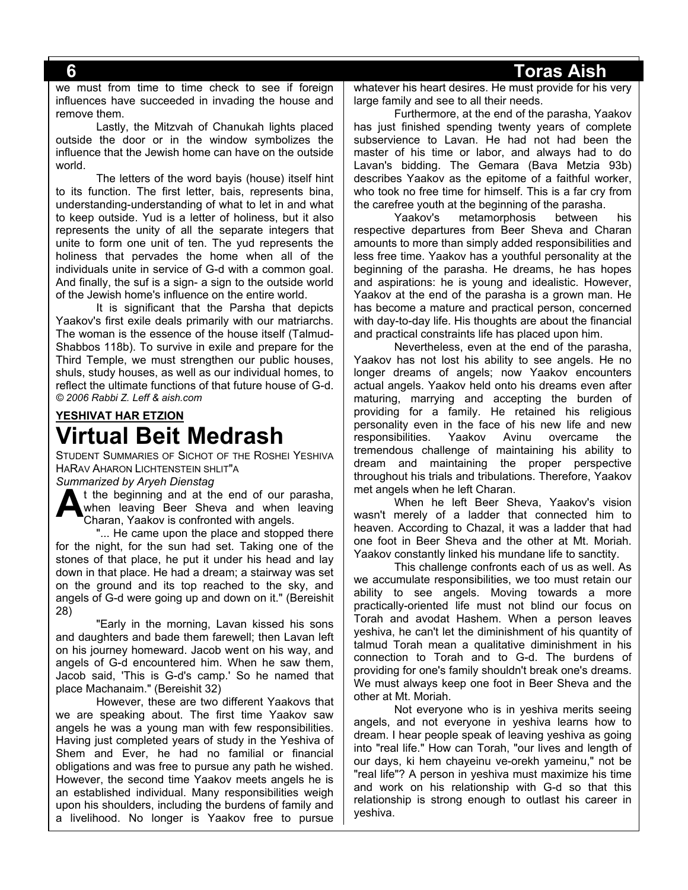we must from time to time check to see if foreign influences have succeeded in invading the house and remove them.

Lastly, the Mitzvah of Chanukah lights placed outside the door or in the window symbolizes the influence that the Jewish home can have on the outside world.

The letters of the word bayis (house) itself hint to its function. The first letter, bais, represents bina, understanding-understanding of what to let in and what to keep outside. Yud is a letter of holiness, but it also represents the unity of all the separate integers that unite to form one unit of ten. The yud represents the holiness that pervades the home when all of the individuals unite in service of G-d with a common goal. And finally, the suf is a sign- a sign to the outside world of the Jewish home's influence on the entire world.

It is significant that the Parsha that depicts Yaakov's first exile deals primarily with our matriarchs. The woman is the essence of the house itself (Talmud-Shabbos 118b). To survive in exile and prepare for the Third Temple, we must strengthen our public houses, shuls, study houses, as well as our individual homes, to reflect the ultimate functions of that future house of G-d.
*© 2006 Rabbi Z. Leff & aish.com*

**YESHIVAT HAR ETZION**

# Virtual Beit Medrash

STUDENT SUMMARIES OF SICHOT OF THE ROSHEI YESHIVA
HARAV AHARON LICHTENSTEIN SHLIT"A
*Summarized by Aryeh Dienstag*

At the beginning and at the end of our parasha, when leaving Beer Sheva and when leaving Charan, Yaakov is confronted with angels.

"... He came upon the place and stopped there for the night, for the sun had set. Taking one of the stones of that place, he put it under his head and lay down in that place. He had a dream; a stairway was set on the ground and its top reached to the sky, and angels of G-d were going up and down on it." (Bereishit 28)

"Early in the morning, Lavan kissed his sons and daughters and bade them farewell; then Lavan left on his journey homeward. Jacob went on his way, and angels of G-d encountered him. When he saw them, Jacob said, 'This is G-d's camp.' So he named that place Machanaim." (Bereishit 32)

However, these are two different Yaakovs that we are speaking about. The first time Yaakov saw angels he was a young man with few responsibilities. Having just completed years of study in the Yeshiva of Shem and Ever, he had no familial or financial obligations and was free to pursue any path he wished. However, the second time Yaakov meets angels he is an established individual. Many responsibilities weigh upon his shoulders, including the burdens of family and a livelihood. No longer is Yaakov free to pursue whatever his heart desires. He must provide for his very large family and see to all their needs.

Furthermore, at the end of the parasha, Yaakov has just finished spending twenty years of complete subservience to Lavan. He had not had been the master of his time or labor, and always had to do Lavan's bidding. The Gemara (Bava Metzia 93b) describes Yaakov as the epitome of a faithful worker, who took no free time for himself. This is a far cry from the carefree youth at the beginning of the parasha.

Yaakov's metamorphosis between his respective departures from Beer Sheva and Charan amounts to more than simply added responsibilities and less free time. Yaakov has a youthful personality at the beginning of the parasha. He dreams, he has hopes and aspirations: he is young and idealistic. However, Yaakov at the end of the parasha is a grown man. He has become a mature and practical person, concerned with day-to-day life. His thoughts are about the financial and practical constraints life has placed upon him.

Nevertheless, even at the end of the parasha, Yaakov has not lost his ability to see angels. He no longer dreams of angels; now Yaakov encounters actual angels. Yaakov held onto his dreams even after maturing, marrying and accepting the burden of providing for a family. He retained his religious personality even in the face of his new life and new responsibilities. Yaakov Avinu overcame the tremendous challenge of maintaining his ability to dream and maintaining the proper perspective throughout his trials and tribulations. Therefore, Yaakov met angels when he left Charan.

When he left Beer Sheva, Yaakov's vision wasn't merely of a ladder that connected him to heaven. According to Chazal, it was a ladder that had one foot in Beer Sheva and the other at Mt. Moriah. Yaakov constantly linked his mundane life to sanctity.

This challenge confronts each of us as well. As we accumulate responsibilities, we too must retain our ability to see angels. Moving towards a more practically-oriented life must not blind our focus on Torah and avodat Hashem. When a person leaves yeshiva, he can't let the diminishment of his quantity of talmud Torah mean a qualitative diminishment in his connection to Torah and to G-d. The burdens of providing for one's family shouldn't break one's dreams. We must always keep one foot in Beer Sheva and the other at Mt. Moriah.

Not everyone who is in yeshiva merits seeing angels, and not everyone in yeshiva learns how to dream. I hear people speak of leaving yeshiva as going into "real life." How can Torah, "our lives and length of our days, ki hem chayeinu ve-orekh yameinu," not be "real life"? A person in yeshiva must maximize his time and work on his relationship with G-d so that this relationship is strong enough to outlast his career in yeshiva.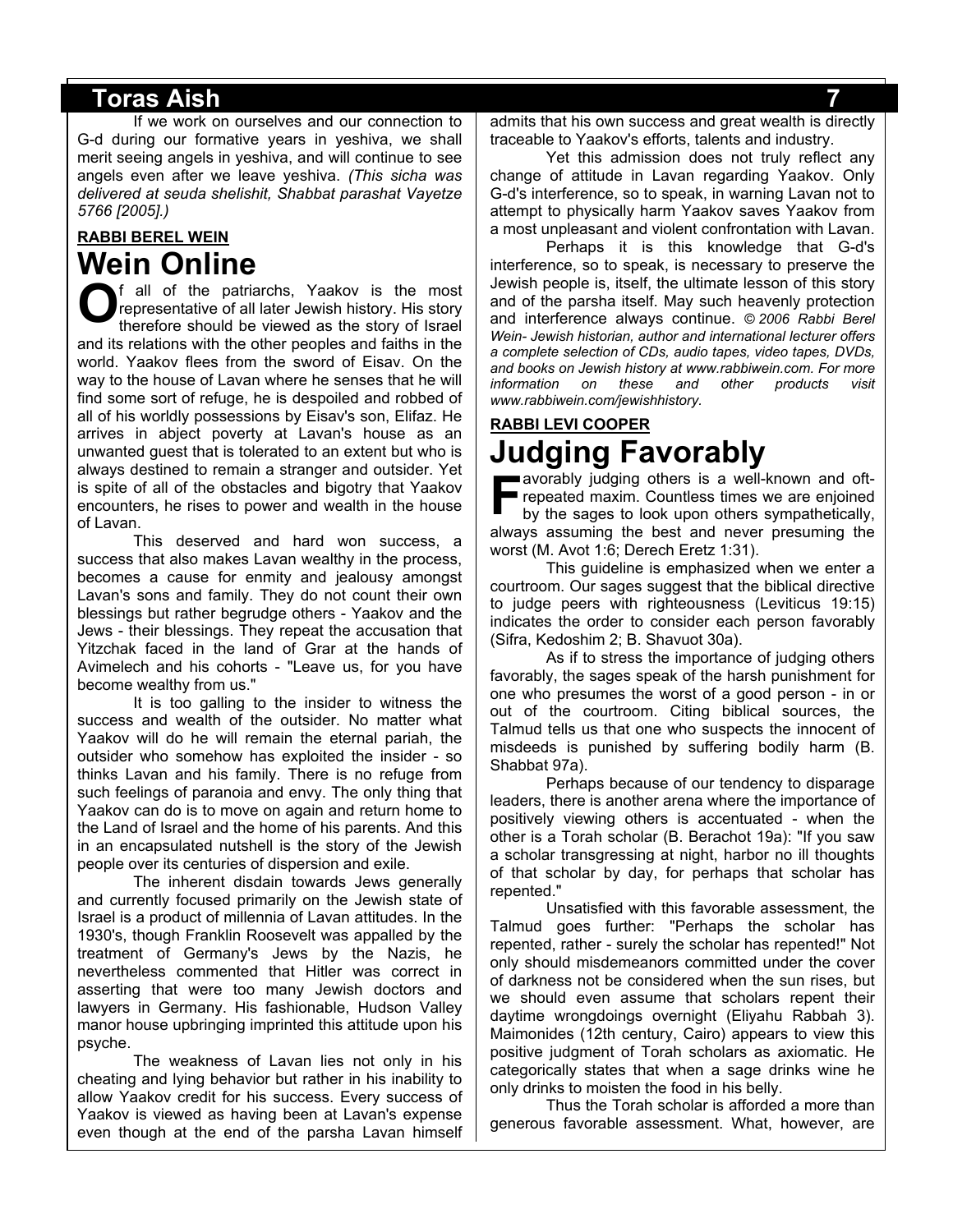If we work on ourselves and our connection to G-d during our formative years in yeshiva, we shall merit seeing angels in yeshiva, and will continue to see angels even after we leave yeshiva. *(This sicha was delivered at seuda shelishit, Shabbat parashat Vayetze 5766 [2005].)*

**RABBI BEREL WEIN**

# Wein Online

Of all of the patriarchs, Yaakov is the most representative of all later Jewish history. His story therefore should be viewed as the story of Israel and its relations with the other peoples and faiths in the world. Yaakov flees from the sword of Eisav. On the way to the house of Lavan where he senses that he will find some sort of refuge, he is despoiled and robbed of all of his worldly possessions by Eisav's son, Elifaz. He arrives in abject poverty at Lavan's house as an unwanted guest that is tolerated to an extent but who is always destined to remain a stranger and outsider. Yet is spite of all of the obstacles and bigotry that Yaakov encounters, he rises to power and wealth in the house of Lavan.

This deserved and hard won success, a success that also makes Lavan wealthy in the process, becomes a cause for enmity and jealousy amongst Lavan's sons and family. They do not count their own blessings but rather begrudge others - Yaakov and the Jews - their blessings. They repeat the accusation that Yitzchak faced in the land of Grar at the hands of Avimelech and his cohorts - "Leave us, for you have become wealthy from us."

It is too galling to the insider to witness the success and wealth of the outsider. No matter what Yaakov will do he will remain the eternal pariah, the outsider who somehow has exploited the insider - so thinks Lavan and his family. There is no refuge from such feelings of paranoia and envy. The only thing that Yaakov can do is to move on again and return home to the Land of Israel and the home of his parents. And this in an encapsulated nutshell is the story of the Jewish people over its centuries of dispersion and exile.

The inherent disdain towards Jews generally and currently focused primarily on the Jewish state of Israel is a product of millennia of Lavan attitudes. In the 1930's, though Franklin Roosevelt was appalled by the treatment of Germany's Jews by the Nazis, he nevertheless commented that Hitler was correct in asserting that were too many Jewish doctors and lawyers in Germany. His fashionable, Hudson Valley manor house upbringing imprinted this attitude upon his psyche.

The weakness of Lavan lies not only in his cheating and lying behavior but rather in his inability to allow Yaakov credit for his success. Every success of Yaakov is viewed as having been at Lavan's expense even though at the end of the parsha Lavan himself admits that his own success and great wealth is directly traceable to Yaakov's efforts, talents and industry.

Yet this admission does not truly reflect any change of attitude in Lavan regarding Yaakov. Only G-d's interference, so to speak, in warning Lavan not to attempt to physically harm Yaakov saves Yaakov from a most unpleasant and violent confrontation with Lavan.

Perhaps it is this knowledge that G-d's interference, so to speak, is necessary to preserve the Jewish people is, itself, the ultimate lesson of this story and of the parsha itself. May such heavenly protection and interference always continue. *© 2006 Rabbi Berel Wein- Jewish historian, author and international lecturer offers a complete selection of CDs, audio tapes, video tapes, DVDs, and books on Jewish history at www.rabbiwein.com. For more information on these and other products visit www.rabbiwein.com/jewishhistory.*

**RABBI LEVI COOPER**

# Judging Favorably

Favorably judging others is a well-known and oft-repeated maxim. Countless times we are enjoined by the sages to look upon others sympathetically, always assuming the best and never presuming the worst (M. Avot 1:6; Derech Eretz 1:31).

This guideline is emphasized when we enter a courtroom. Our sages suggest that the biblical directive to judge peers with righteousness (Leviticus 19:15) indicates the order to consider each person favorably (Sifra, Kedoshim 2; B. Shavuot 30a).

As if to stress the importance of judging others favorably, the sages speak of the harsh punishment for one who presumes the worst of a good person - in or out of the courtroom. Citing biblical sources, the Talmud tells us that one who suspects the innocent of misdeeds is punished by suffering bodily harm (B. Shabbat 97a).

Perhaps because of our tendency to disparage leaders, there is another arena where the importance of positively viewing others is accentuated - when the other is a Torah scholar (B. Berachot 19a): "If you saw a scholar transgressing at night, harbor no ill thoughts of that scholar by day, for perhaps that scholar has repented."

Unsatisfied with this favorable assessment, the Talmud goes further: "Perhaps the scholar has repented, rather - surely the scholar has repented!" Not only should misdemeanors committed under the cover of darkness not be considered when the sun rises, but we should even assume that scholars repent their daytime wrongdoings overnight (Eliyahu Rabbah 3). Maimonides (12th century, Cairo) appears to view this positive judgment of Torah scholars as axiomatic. He categorically states that when a sage drinks wine he only drinks to moisten the food in his belly.

Thus the Torah scholar is afforded a more than generous favorable assessment. What, however, are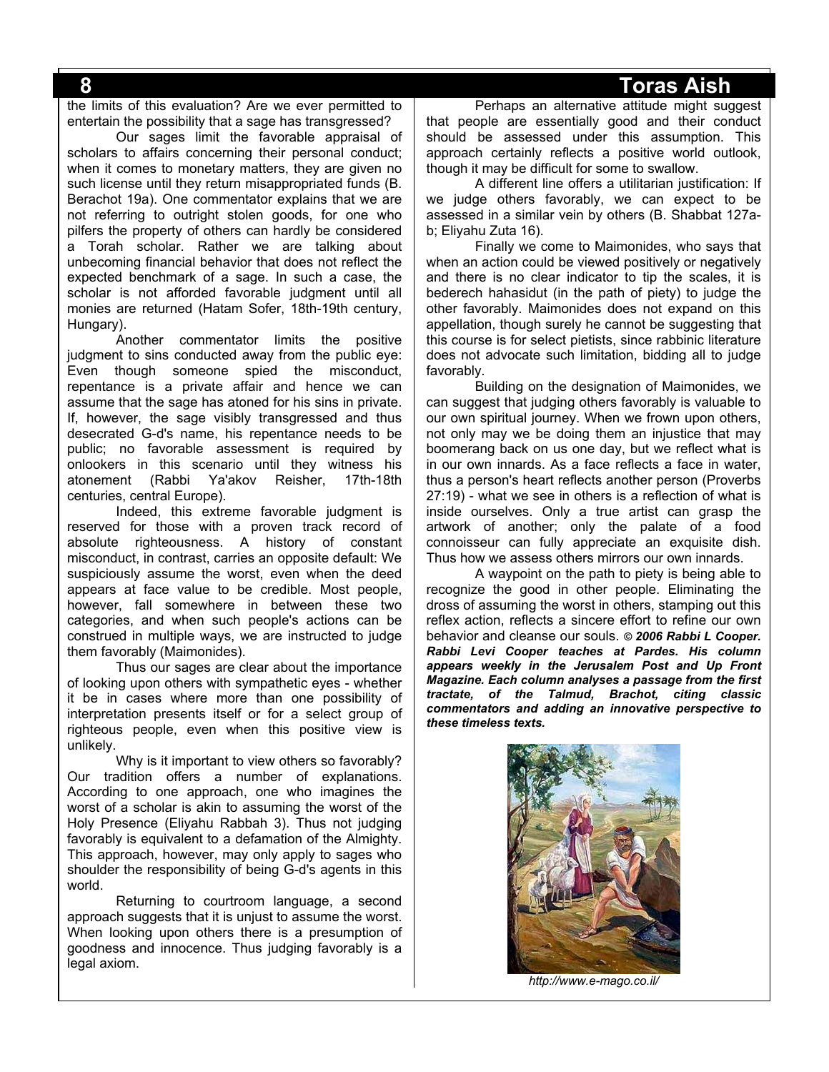the limits of this evaluation? Are we ever permitted to entertain the possibility that a sage has transgressed?

Our sages limit the favorable appraisal of scholars to affairs concerning their personal conduct; when it comes to monetary matters, they are given no such license until they return misappropriated funds (B. Berachot 19a). One commentator explains that we are not referring to outright stolen goods, for one who pilfers the property of others can hardly be considered a Torah scholar. Rather we are talking about unbecoming financial behavior that does not reflect the expected benchmark of a sage. In such a case, the scholar is not afforded favorable judgment until all monies are returned (Hatam Sofer, 18th-19th century, Hungary).

Another commentator limits the positive judgment to sins conducted away from the public eye: Even though someone spied the misconduct, repentance is a private affair and hence we can assume that the sage has atoned for his sins in private. If, however, the sage visibly transgressed and thus desecrated G-d's name, his repentance needs to be public; no favorable assessment is required by onlookers in this scenario until they witness his atonement (Rabbi Ya'akov Reisher, 17th-18th centuries, central Europe).

Indeed, this extreme favorable judgment is reserved for those with a proven track record of absolute righteousness. A history of constant misconduct, in contrast, carries an opposite default: We suspiciously assume the worst, even when the deed appears at face value to be credible. Most people, however, fall somewhere in between these two categories, and when such people's actions can be construed in multiple ways, we are instructed to judge them favorably (Maimonides).

Thus our sages are clear about the importance of looking upon others with sympathetic eyes - whether it be in cases where more than one possibility of interpretation presents itself or for a select group of righteous people, even when this positive view is unlikely.

Why is it important to view others so favorably? Our tradition offers a number of explanations. According to one approach, one who imagines the worst of a scholar is akin to assuming the worst of the Holy Presence (Eliyahu Rabbah 3). Thus not judging favorably is equivalent to a defamation of the Almighty. This approach, however, may only apply to sages who shoulder the responsibility of being G-d's agents in this world.

Returning to courtroom language, a second approach suggests that it is unjust to assume the worst. When looking upon others there is a presumption of goodness and innocence. Thus judging favorably is a legal axiom.

Perhaps an alternative attitude might suggest that people are essentially good and their conduct should be assessed under this assumption. This approach certainly reflects a positive world outlook, though it may be difficult for some to swallow.

A different line offers a utilitarian justification: If we judge others favorably, we can expect to be assessed in a similar vein by others (B. Shabbat 127a-b; Eliyahu Zuta 16).

Finally we come to Maimonides, who says that when an action could be viewed positively or negatively and there is no clear indicator to tip the scales, it is bederech hahasidut (in the path of piety) to judge the other favorably. Maimonides does not expand on this appellation, though surely he cannot be suggesting that this course is for select pietists, since rabbinic literature does not advocate such limitation, bidding all to judge favorably.

Building on the designation of Maimonides, we can suggest that judging others favorably is valuable to our own spiritual journey. When we frown upon others, not only may we be doing them an injustice that may boomerang back on us one day, but we reflect what is in our own innards. As a face reflects a face in water, thus a person's heart reflects another person (Proverbs 27:19) - what we see in others is a reflection of what is inside ourselves. Only a true artist can grasp the artwork of another; only the palate of a food connoisseur can fully appreciate an exquisite dish. Thus how we assess others mirrors our own innards.

A waypoint on the path to piety is being able to recognize the good in other people. Eliminating the dross of assuming the worst in others, stamping out this reflex action, reflects a sincere effort to refine our own behavior and cleanse our souls. ***© 2006 Rabbi L Cooper. Rabbi Levi Cooper teaches at Pardes. His column appears weekly in the Jerusalem Post and Up Front Magazine. Each column analyses a passage from the first tractate, of the Talmud, Brachot, citing classic commentators and adding an innovative perspective to these timeless texts.***

*http://www.e-mago.co.il/*